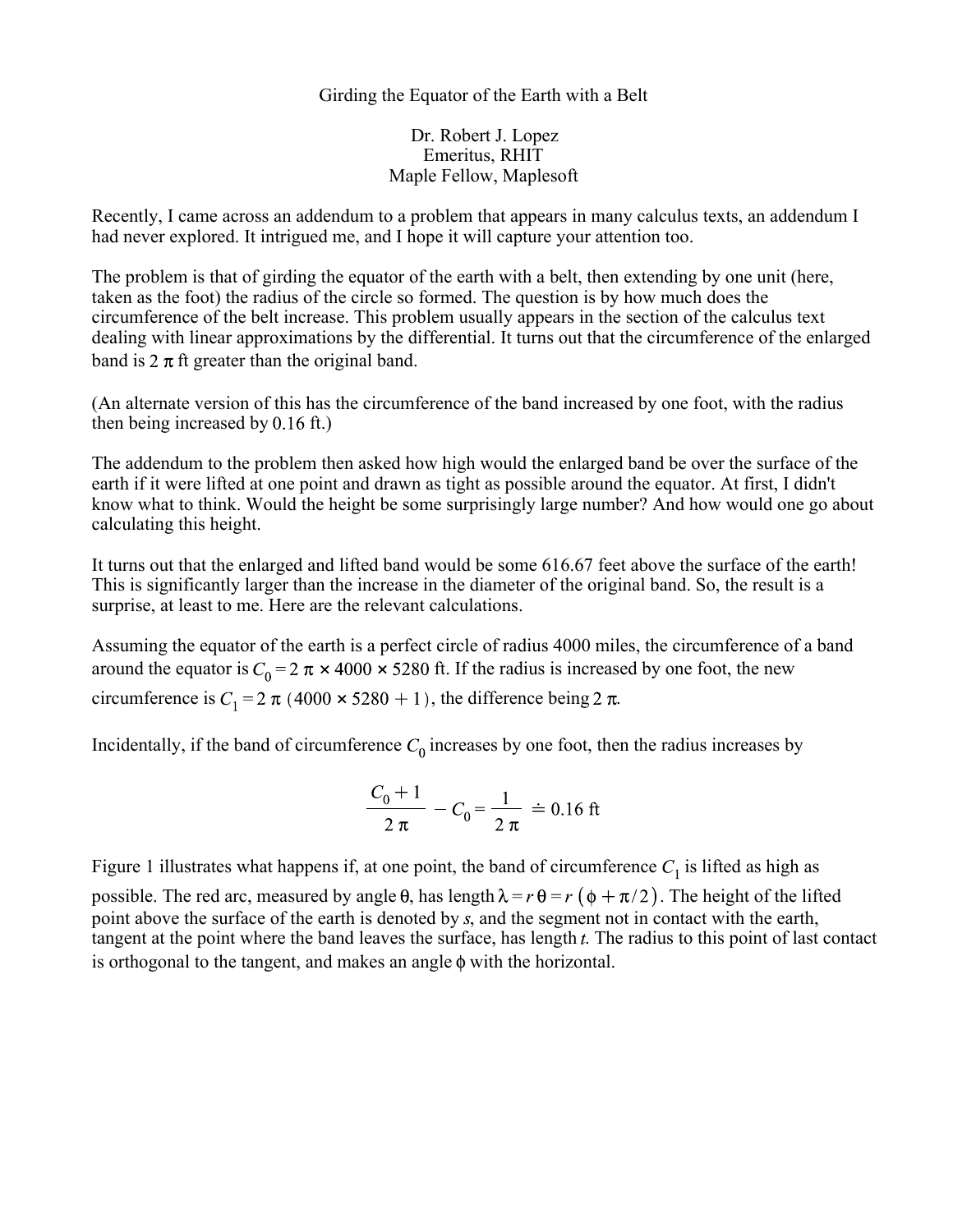# Girding the Equator of the Earth with a Belt

Dr. Robert J. Lopez  
Emeritus, RHIT  
Maple Fellow, Maplesoft

Recently, I came across an addendum to a problem that appears in many calculus texts, an addendum I had never explored. It intrigued me, and I hope it will capture your attention too.

The problem is that of girding the equator of the earth with a belt, then extending by one unit (here, taken as the foot) the radius of the circle so formed. The question is by how much does the circumference of the belt increase. This problem usually appears in the section of the calculus text dealing with linear approximations by the differential. It turns out that the circumference of the enlarged band is $2\pi$ ft greater than the original band.

(An alternate version of this has the circumference of the band increased by one foot, with the radius then being increased by 0.16 ft.)

The addendum to the problem then asked how high would the enlarged band be over the surface of the earth if it were lifted at one point and drawn as tight as possible around the equator. At first, I didn't know what to think. Would the height be some surprisingly large number? And how would one go about calculating this height.

It turns out that the enlarged and lifted band would be some 616.67 feet above the surface of the earth! This is significantly larger than the increase in the diameter of the original band. So, the result is a surprise, at least to me. Here are the relevant calculations.

Assuming the equator of the earth is a perfect circle of radius 4000 miles, the circumference of a band around the equator is $C_0 = 2\pi \times 4000 \times 5280$ ft. If the radius is increased by one foot, the new circumference is $C_1 = 2\pi\,(4000 \times 5280 + 1)$, the difference being $2\pi$.

Incidentally, if the band of circumference $C_0$ increases by one foot, then the radius increases by

$$\frac{C_0 + 1}{2\pi} - C_0 = \frac{1}{2\pi} \doteq 0.16 \text{ ft}$$

Figure 1 illustrates what happens if, at one point, the band of circumference $C_1$ is lifted as high as possible. The red arc, measured by angle $\theta$, has length $\lambda = r\,\theta = r\,(\phi + \pi/2)$. The height of the lifted point above the surface of the earth is denoted by *s*, and the segment not in contact with the earth, tangent at the point where the band leaves the surface, has length *t*. The radius to this point of last contact is orthogonal to the tangent, and makes an angle $\phi$ with the horizontal.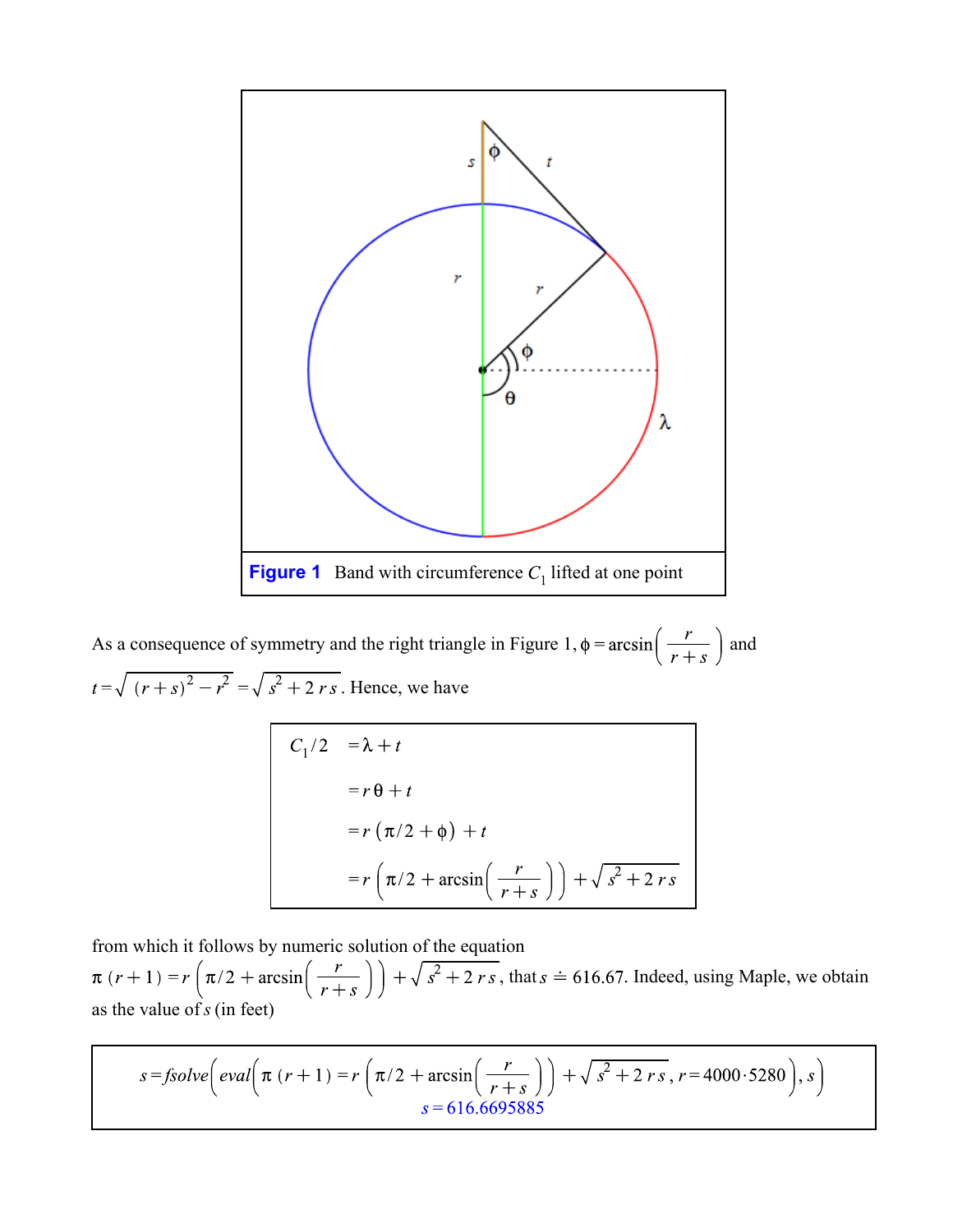s

φ

t

r

r

φ

θ

λ

**Figure 1** Band with circumference $C_1$ lifted at one point

As a consequence of symmetry and the right triangle in Figure 1, $\phi = \arcsin\left(\dfrac{r}{r+s}\right)$ and $t = \sqrt{(r+s)^2 - r^2} = \sqrt{s^2 + 2\,r\,s}$. Hence, we have

$$
\begin{aligned}
C_1/2 &= \lambda + t \\
&= r\,\theta + t \\
&= r\,(\pi/2 + \phi) + t \\
&= r\left(\pi/2 + \arcsin\left(\frac{r}{r+s}\right)\right) + \sqrt{s^2 + 2\,r\,s}
\end{aligned}
$$

from which it follows by numeric solution of the equation $\pi\,(r+1) = r\left(\pi/2 + \arcsin\left(\dfrac{r}{r+s}\right)\right) + \sqrt{s^2 + 2\,r\,s}$, that $s \doteq 616.67$. Indeed, using Maple, we obtain as the value of $s$ (in feet)

$$
s = fsolve\left(eval\left(\pi\,(r+1) = r\left(\pi/2 + \arcsin\left(\frac{r}{r+s}\right)\right) + \sqrt{s^2 + 2\,r\,s},\ r = 4000\cdot 5280\right), s\right)
$$

$$
s = 616.6695885
$$